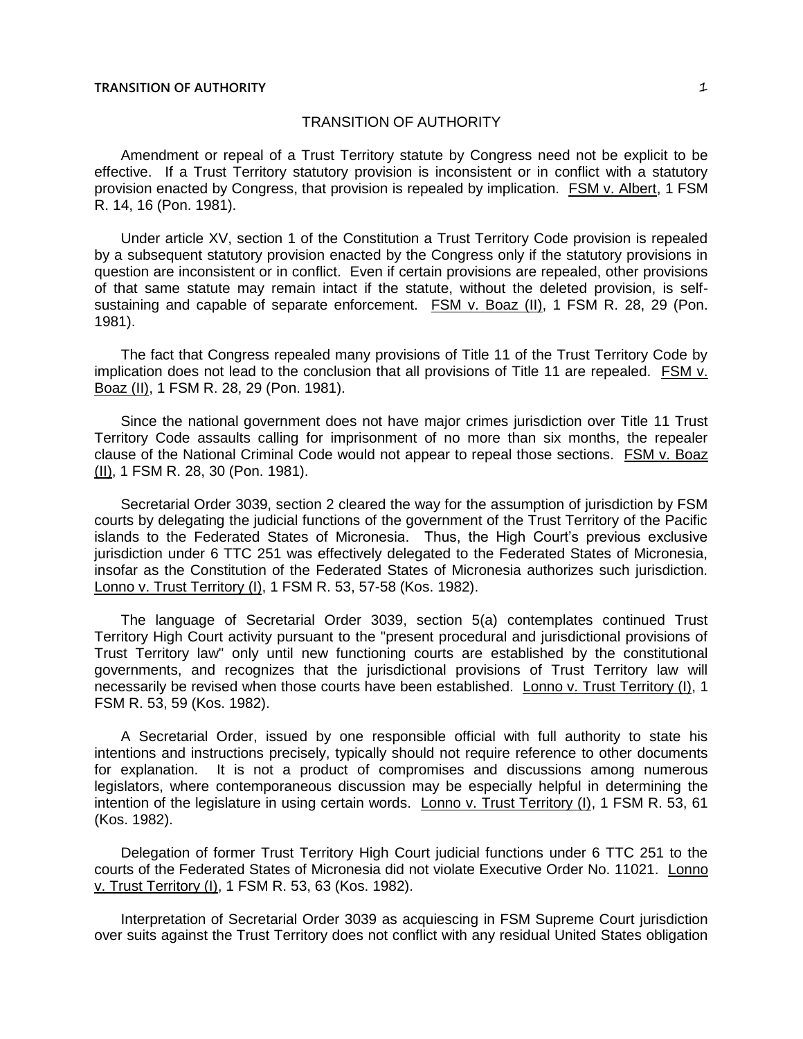# TRANSITION OF AUTHORITY

Amendment or repeal of a Trust Territory statute by Congress need not be explicit to be effective. If a Trust Territory statutory provision is inconsistent or in conflict with a statutory provision enacted by Congress, that provision is repealed by implication. FSM v. Albert, 1 FSM R. 14, 16 (Pon. 1981).

Under article XV, section 1 of the Constitution a Trust Territory Code provision is repealed by a subsequent statutory provision enacted by the Congress only if the statutory provisions in question are inconsistent or in conflict. Even if certain provisions are repealed, other provisions of that same statute may remain intact if the statute, without the deleted provision, is self-sustaining and capable of separate enforcement. FSM v. Boaz (II), 1 FSM R. 28, 29 (Pon. 1981).

The fact that Congress repealed many provisions of Title 11 of the Trust Territory Code by implication does not lead to the conclusion that all provisions of Title 11 are repealed. FSM v. Boaz (II), 1 FSM R. 28, 29 (Pon. 1981).

Since the national government does not have major crimes jurisdiction over Title 11 Trust Territory Code assaults calling for imprisonment of no more than six months, the repealer clause of the National Criminal Code would not appear to repeal those sections. FSM v. Boaz (II), 1 FSM R. 28, 30 (Pon. 1981).

Secretarial Order 3039, section 2 cleared the way for the assumption of jurisdiction by FSM courts by delegating the judicial functions of the government of the Trust Territory of the Pacific islands to the Federated States of Micronesia. Thus, the High Court's previous exclusive jurisdiction under 6 TTC 251 was effectively delegated to the Federated States of Micronesia, insofar as the Constitution of the Federated States of Micronesia authorizes such jurisdiction. Lonno v. Trust Territory (I), 1 FSM R. 53, 57-58 (Kos. 1982).

The language of Secretarial Order 3039, section 5(a) contemplates continued Trust Territory High Court activity pursuant to the "present procedural and jurisdictional provisions of Trust Territory law" only until new functioning courts are established by the constitutional governments, and recognizes that the jurisdictional provisions of Trust Territory law will necessarily be revised when those courts have been established. Lonno v. Trust Territory (I), 1 FSM R. 53, 59 (Kos. 1982).

A Secretarial Order, issued by one responsible official with full authority to state his intentions and instructions precisely, typically should not require reference to other documents for explanation. It is not a product of compromises and discussions among numerous legislators, where contemporaneous discussion may be especially helpful in determining the intention of the legislature in using certain words. Lonno v. Trust Territory (I), 1 FSM R. 53, 61 (Kos. 1982).

Delegation of former Trust Territory High Court judicial functions under 6 TTC 251 to the courts of the Federated States of Micronesia did not violate Executive Order No. 11021. Lonno v. Trust Territory (I), 1 FSM R. 53, 63 (Kos. 1982).

Interpretation of Secretarial Order 3039 as acquiescing in FSM Supreme Court jurisdiction over suits against the Trust Territory does not conflict with any residual United States obligation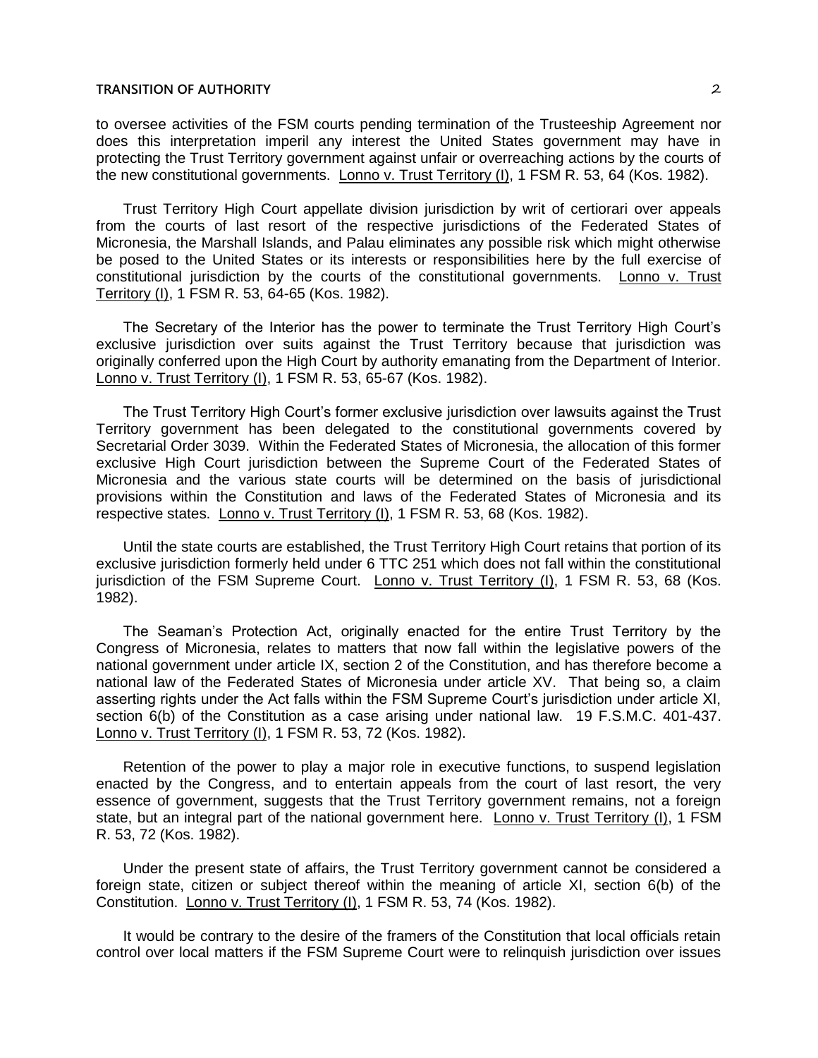to oversee activities of the FSM courts pending termination of the Trusteeship Agreement nor does this interpretation imperil any interest the United States government may have in protecting the Trust Territory government against unfair or overreaching actions by the courts of the new constitutional governments. Lonno v. Trust Territory (I), 1 FSM R. 53, 64 (Kos. 1982).

Trust Territory High Court appellate division jurisdiction by writ of certiorari over appeals from the courts of last resort of the respective jurisdictions of the Federated States of Micronesia, the Marshall Islands, and Palau eliminates any possible risk which might otherwise be posed to the United States or its interests or responsibilities here by the full exercise of constitutional jurisdiction by the courts of the constitutional governments. Lonno v. Trust Territory (I), 1 FSM R. 53, 64-65 (Kos. 1982).

The Secretary of the Interior has the power to terminate the Trust Territory High Court's exclusive jurisdiction over suits against the Trust Territory because that jurisdiction was originally conferred upon the High Court by authority emanating from the Department of Interior. Lonno v. Trust Territory (I), 1 FSM R. 53, 65-67 (Kos. 1982).

The Trust Territory High Court's former exclusive jurisdiction over lawsuits against the Trust Territory government has been delegated to the constitutional governments covered by Secretarial Order 3039. Within the Federated States of Micronesia, the allocation of this former exclusive High Court jurisdiction between the Supreme Court of the Federated States of Micronesia and the various state courts will be determined on the basis of jurisdictional provisions within the Constitution and laws of the Federated States of Micronesia and its respective states. Lonno v. Trust Territory (I), 1 FSM R. 53, 68 (Kos. 1982).

Until the state courts are established, the Trust Territory High Court retains that portion of its exclusive jurisdiction formerly held under 6 TTC 251 which does not fall within the constitutional jurisdiction of the FSM Supreme Court. Lonno v. Trust Territory (I), 1 FSM R. 53, 68 (Kos. 1982).

The Seaman's Protection Act, originally enacted for the entire Trust Territory by the Congress of Micronesia, relates to matters that now fall within the legislative powers of the national government under article IX, section 2 of the Constitution, and has therefore become a national law of the Federated States of Micronesia under article XV. That being so, a claim asserting rights under the Act falls within the FSM Supreme Court's jurisdiction under article XI, section 6(b) of the Constitution as a case arising under national law. 19 F.S.M.C. 401-437. Lonno v. Trust Territory (I), 1 FSM R. 53, 72 (Kos. 1982).

Retention of the power to play a major role in executive functions, to suspend legislation enacted by the Congress, and to entertain appeals from the court of last resort, the very essence of government, suggests that the Trust Territory government remains, not a foreign state, but an integral part of the national government here. Lonno v. Trust Territory (I), 1 FSM R. 53, 72 (Kos. 1982).

Under the present state of affairs, the Trust Territory government cannot be considered a foreign state, citizen or subject thereof within the meaning of article XI, section 6(b) of the Constitution. Lonno v. Trust Territory (I), 1 FSM R. 53, 74 (Kos. 1982).

It would be contrary to the desire of the framers of the Constitution that local officials retain control over local matters if the FSM Supreme Court were to relinquish jurisdiction over issues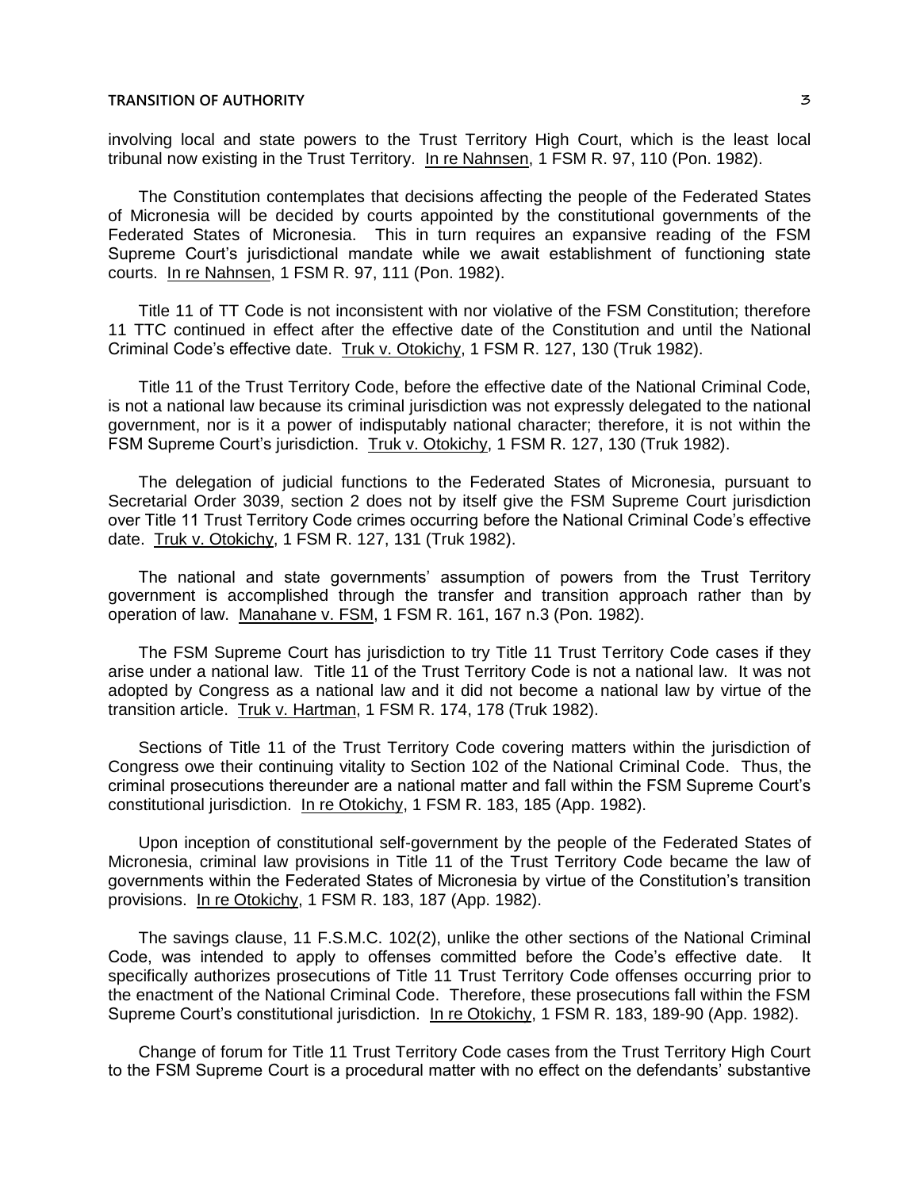involving local and state powers to the Trust Territory High Court, which is the least local tribunal now existing in the Trust Territory. In re Nahnsen, 1 FSM R. 97, 110 (Pon. 1982).

The Constitution contemplates that decisions affecting the people of the Federated States of Micronesia will be decided by courts appointed by the constitutional governments of the Federated States of Micronesia. This in turn requires an expansive reading of the FSM Supreme Court's jurisdictional mandate while we await establishment of functioning state courts. In re Nahnsen, 1 FSM R. 97, 111 (Pon. 1982).

Title 11 of TT Code is not inconsistent with nor violative of the FSM Constitution; therefore 11 TTC continued in effect after the effective date of the Constitution and until the National Criminal Code's effective date. Truk v. Otokichy, 1 FSM R. 127, 130 (Truk 1982).

Title 11 of the Trust Territory Code, before the effective date of the National Criminal Code, is not a national law because its criminal jurisdiction was not expressly delegated to the national government, nor is it a power of indisputably national character; therefore, it is not within the FSM Supreme Court's jurisdiction. Truk v. Otokichy, 1 FSM R. 127, 130 (Truk 1982).

The delegation of judicial functions to the Federated States of Micronesia, pursuant to Secretarial Order 3039, section 2 does not by itself give the FSM Supreme Court jurisdiction over Title 11 Trust Territory Code crimes occurring before the National Criminal Code's effective date. Truk v. Otokichy, 1 FSM R. 127, 131 (Truk 1982).

The national and state governments' assumption of powers from the Trust Territory government is accomplished through the transfer and transition approach rather than by operation of law. Manahane v. FSM, 1 FSM R. 161, 167 n.3 (Pon. 1982).

The FSM Supreme Court has jurisdiction to try Title 11 Trust Territory Code cases if they arise under a national law. Title 11 of the Trust Territory Code is not a national law. It was not adopted by Congress as a national law and it did not become a national law by virtue of the transition article. Truk v. Hartman, 1 FSM R. 174, 178 (Truk 1982).

Sections of Title 11 of the Trust Territory Code covering matters within the jurisdiction of Congress owe their continuing vitality to Section 102 of the National Criminal Code. Thus, the criminal prosecutions thereunder are a national matter and fall within the FSM Supreme Court's constitutional jurisdiction. In re Otokichy, 1 FSM R. 183, 185 (App. 1982).

Upon inception of constitutional self-government by the people of the Federated States of Micronesia, criminal law provisions in Title 11 of the Trust Territory Code became the law of governments within the Federated States of Micronesia by virtue of the Constitution's transition provisions. In re Otokichy, 1 FSM R. 183, 187 (App. 1982).

The savings clause, 11 F.S.M.C. 102(2), unlike the other sections of the National Criminal Code, was intended to apply to offenses committed before the Code's effective date. It specifically authorizes prosecutions of Title 11 Trust Territory Code offenses occurring prior to the enactment of the National Criminal Code. Therefore, these prosecutions fall within the FSM Supreme Court's constitutional jurisdiction. In re Otokichy, 1 FSM R. 183, 189-90 (App. 1982).

Change of forum for Title 11 Trust Territory Code cases from the Trust Territory High Court to the FSM Supreme Court is a procedural matter with no effect on the defendants' substantive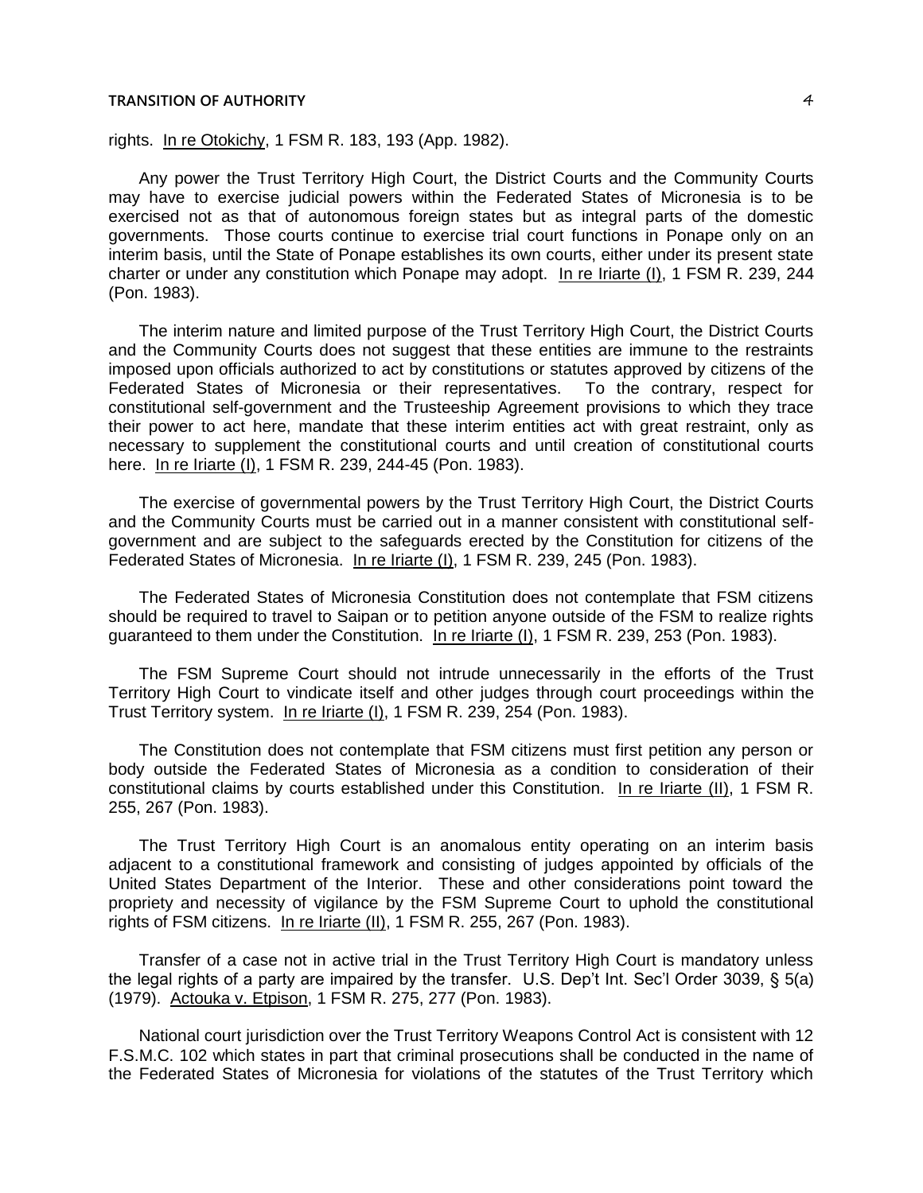rights. In re Otokichy, 1 FSM R. 183, 193 (App. 1982).

Any power the Trust Territory High Court, the District Courts and the Community Courts may have to exercise judicial powers within the Federated States of Micronesia is to be exercised not as that of autonomous foreign states but as integral parts of the domestic governments. Those courts continue to exercise trial court functions in Ponape only on an interim basis, until the State of Ponape establishes its own courts, either under its present state charter or under any constitution which Ponape may adopt. In re Iriarte (I), 1 FSM R. 239, 244 (Pon. 1983).

The interim nature and limited purpose of the Trust Territory High Court, the District Courts and the Community Courts does not suggest that these entities are immune to the restraints imposed upon officials authorized to act by constitutions or statutes approved by citizens of the Federated States of Micronesia or their representatives. To the contrary, respect for constitutional self-government and the Trusteeship Agreement provisions to which they trace their power to act here, mandate that these interim entities act with great restraint, only as necessary to supplement the constitutional courts and until creation of constitutional courts here. In re Iriarte (I), 1 FSM R. 239, 244-45 (Pon. 1983).

The exercise of governmental powers by the Trust Territory High Court, the District Courts and the Community Courts must be carried out in a manner consistent with constitutional self-government and are subject to the safeguards erected by the Constitution for citizens of the Federated States of Micronesia. In re Iriarte (I), 1 FSM R. 239, 245 (Pon. 1983).

The Federated States of Micronesia Constitution does not contemplate that FSM citizens should be required to travel to Saipan or to petition anyone outside of the FSM to realize rights guaranteed to them under the Constitution. In re Iriarte (I), 1 FSM R. 239, 253 (Pon. 1983).

The FSM Supreme Court should not intrude unnecessarily in the efforts of the Trust Territory High Court to vindicate itself and other judges through court proceedings within the Trust Territory system. In re Iriarte (I), 1 FSM R. 239, 254 (Pon. 1983).

The Constitution does not contemplate that FSM citizens must first petition any person or body outside the Federated States of Micronesia as a condition to consideration of their constitutional claims by courts established under this Constitution. In re Iriarte (II), 1 FSM R. 255, 267 (Pon. 1983).

The Trust Territory High Court is an anomalous entity operating on an interim basis adjacent to a constitutional framework and consisting of judges appointed by officials of the United States Department of the Interior. These and other considerations point toward the propriety and necessity of vigilance by the FSM Supreme Court to uphold the constitutional rights of FSM citizens. In re Iriarte (II), 1 FSM R. 255, 267 (Pon. 1983).

Transfer of a case not in active trial in the Trust Territory High Court is mandatory unless the legal rights of a party are impaired by the transfer. U.S. Dep't Int. Sec'l Order 3039, § 5(a) (1979). Actouka v. Etpison, 1 FSM R. 275, 277 (Pon. 1983).

National court jurisdiction over the Trust Territory Weapons Control Act is consistent with 12 F.S.M.C. 102 which states in part that criminal prosecutions shall be conducted in the name of the Federated States of Micronesia for violations of the statutes of the Trust Territory which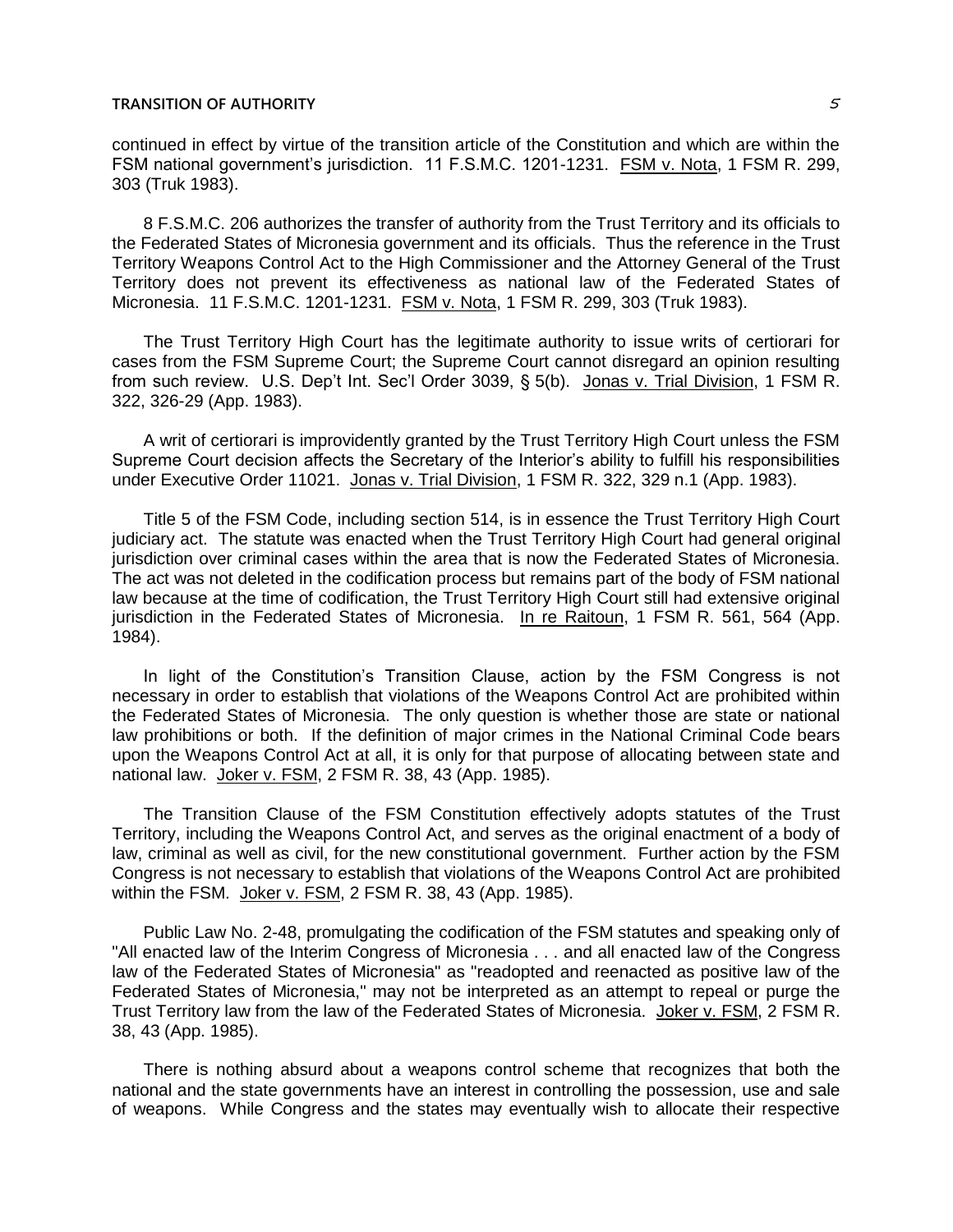continued in effect by virtue of the transition article of the Constitution and which are within the FSM national government's jurisdiction. 11 F.S.M.C. 1201-1231. FSM v. Nota, 1 FSM R. 299, 303 (Truk 1983).

8 F.S.M.C. 206 authorizes the transfer of authority from the Trust Territory and its officials to the Federated States of Micronesia government and its officials. Thus the reference in the Trust Territory Weapons Control Act to the High Commissioner and the Attorney General of the Trust Territory does not prevent its effectiveness as national law of the Federated States of Micronesia. 11 F.S.M.C. 1201-1231. FSM v. Nota, 1 FSM R. 299, 303 (Truk 1983).

The Trust Territory High Court has the legitimate authority to issue writs of certiorari for cases from the FSM Supreme Court; the Supreme Court cannot disregard an opinion resulting from such review. U.S. Dep't Int. Sec'l Order 3039, § 5(b). Jonas v. Trial Division, 1 FSM R. 322, 326-29 (App. 1983).

A writ of certiorari is improvidently granted by the Trust Territory High Court unless the FSM Supreme Court decision affects the Secretary of the Interior's ability to fulfill his responsibilities under Executive Order 11021. Jonas v. Trial Division, 1 FSM R. 322, 329 n.1 (App. 1983).

Title 5 of the FSM Code, including section 514, is in essence the Trust Territory High Court judiciary act. The statute was enacted when the Trust Territory High Court had general original jurisdiction over criminal cases within the area that is now the Federated States of Micronesia. The act was not deleted in the codification process but remains part of the body of FSM national law because at the time of codification, the Trust Territory High Court still had extensive original jurisdiction in the Federated States of Micronesia. In re Raitoun, 1 FSM R. 561, 564 (App. 1984).

In light of the Constitution's Transition Clause, action by the FSM Congress is not necessary in order to establish that violations of the Weapons Control Act are prohibited within the Federated States of Micronesia. The only question is whether those are state or national law prohibitions or both. If the definition of major crimes in the National Criminal Code bears upon the Weapons Control Act at all, it is only for that purpose of allocating between state and national law. Joker v. FSM, 2 FSM R. 38, 43 (App. 1985).

The Transition Clause of the FSM Constitution effectively adopts statutes of the Trust Territory, including the Weapons Control Act, and serves as the original enactment of a body of law, criminal as well as civil, for the new constitutional government. Further action by the FSM Congress is not necessary to establish that violations of the Weapons Control Act are prohibited within the FSM. Joker v. FSM, 2 FSM R. 38, 43 (App. 1985).

Public Law No. 2-48, promulgating the codification of the FSM statutes and speaking only of "All enacted law of the Interim Congress of Micronesia . . . and all enacted law of the Congress law of the Federated States of Micronesia" as "readopted and reenacted as positive law of the Federated States of Micronesia," may not be interpreted as an attempt to repeal or purge the Trust Territory law from the law of the Federated States of Micronesia. Joker v. FSM, 2 FSM R. 38, 43 (App. 1985).

There is nothing absurd about a weapons control scheme that recognizes that both the national and the state governments have an interest in controlling the possession, use and sale of weapons. While Congress and the states may eventually wish to allocate their respective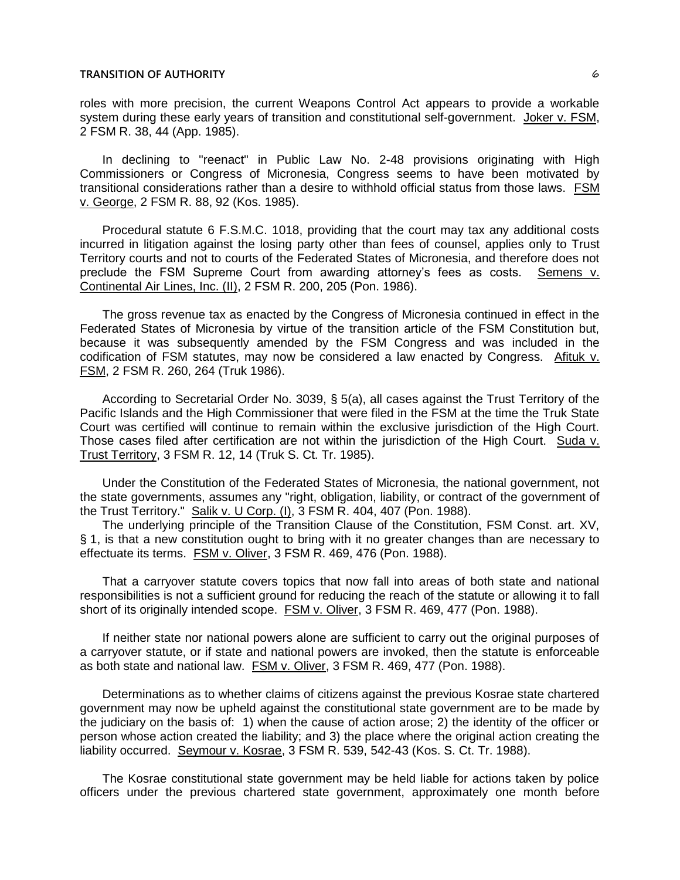roles with more precision, the current Weapons Control Act appears to provide a workable system during these early years of transition and constitutional self-government. Joker v. FSM, 2 FSM R. 38, 44 (App. 1985).

In declining to "reenact" in Public Law No. 2-48 provisions originating with High Commissioners or Congress of Micronesia, Congress seems to have been motivated by transitional considerations rather than a desire to withhold official status from those laws. FSM v. George, 2 FSM R. 88, 92 (Kos. 1985).

Procedural statute 6 F.S.M.C. 1018, providing that the court may tax any additional costs incurred in litigation against the losing party other than fees of counsel, applies only to Trust Territory courts and not to courts of the Federated States of Micronesia, and therefore does not preclude the FSM Supreme Court from awarding attorney's fees as costs. Semens v. Continental Air Lines, Inc. (II), 2 FSM R. 200, 205 (Pon. 1986).

The gross revenue tax as enacted by the Congress of Micronesia continued in effect in the Federated States of Micronesia by virtue of the transition article of the FSM Constitution but, because it was subsequently amended by the FSM Congress and was included in the codification of FSM statutes, may now be considered a law enacted by Congress. Afituk v. FSM, 2 FSM R. 260, 264 (Truk 1986).

According to Secretarial Order No. 3039, § 5(a), all cases against the Trust Territory of the Pacific Islands and the High Commissioner that were filed in the FSM at the time the Truk State Court was certified will continue to remain within the exclusive jurisdiction of the High Court. Those cases filed after certification are not within the jurisdiction of the High Court. Suda v. Trust Territory, 3 FSM R. 12, 14 (Truk S. Ct. Tr. 1985).

Under the Constitution of the Federated States of Micronesia, the national government, not the state governments, assumes any "right, obligation, liability, or contract of the government of the Trust Territory." Salik v. U Corp. (I), 3 FSM R. 404, 407 (Pon. 1988).

The underlying principle of the Transition Clause of the Constitution, FSM Const. art. XV, § 1, is that a new constitution ought to bring with it no greater changes than are necessary to effectuate its terms. FSM v. Oliver, 3 FSM R. 469, 476 (Pon. 1988).

That a carryover statute covers topics that now fall into areas of both state and national responsibilities is not a sufficient ground for reducing the reach of the statute or allowing it to fall short of its originally intended scope. FSM v. Oliver, 3 FSM R. 469, 477 (Pon. 1988).

If neither state nor national powers alone are sufficient to carry out the original purposes of a carryover statute, or if state and national powers are invoked, then the statute is enforceable as both state and national law. FSM v. Oliver, 3 FSM R. 469, 477 (Pon. 1988).

Determinations as to whether claims of citizens against the previous Kosrae state chartered government may now be upheld against the constitutional state government are to be made by the judiciary on the basis of: 1) when the cause of action arose; 2) the identity of the officer or person whose action created the liability; and 3) the place where the original action creating the liability occurred. Seymour v. Kosrae, 3 FSM R. 539, 542-43 (Kos. S. Ct. Tr. 1988).

The Kosrae constitutional state government may be held liable for actions taken by police officers under the previous chartered state government, approximately one month before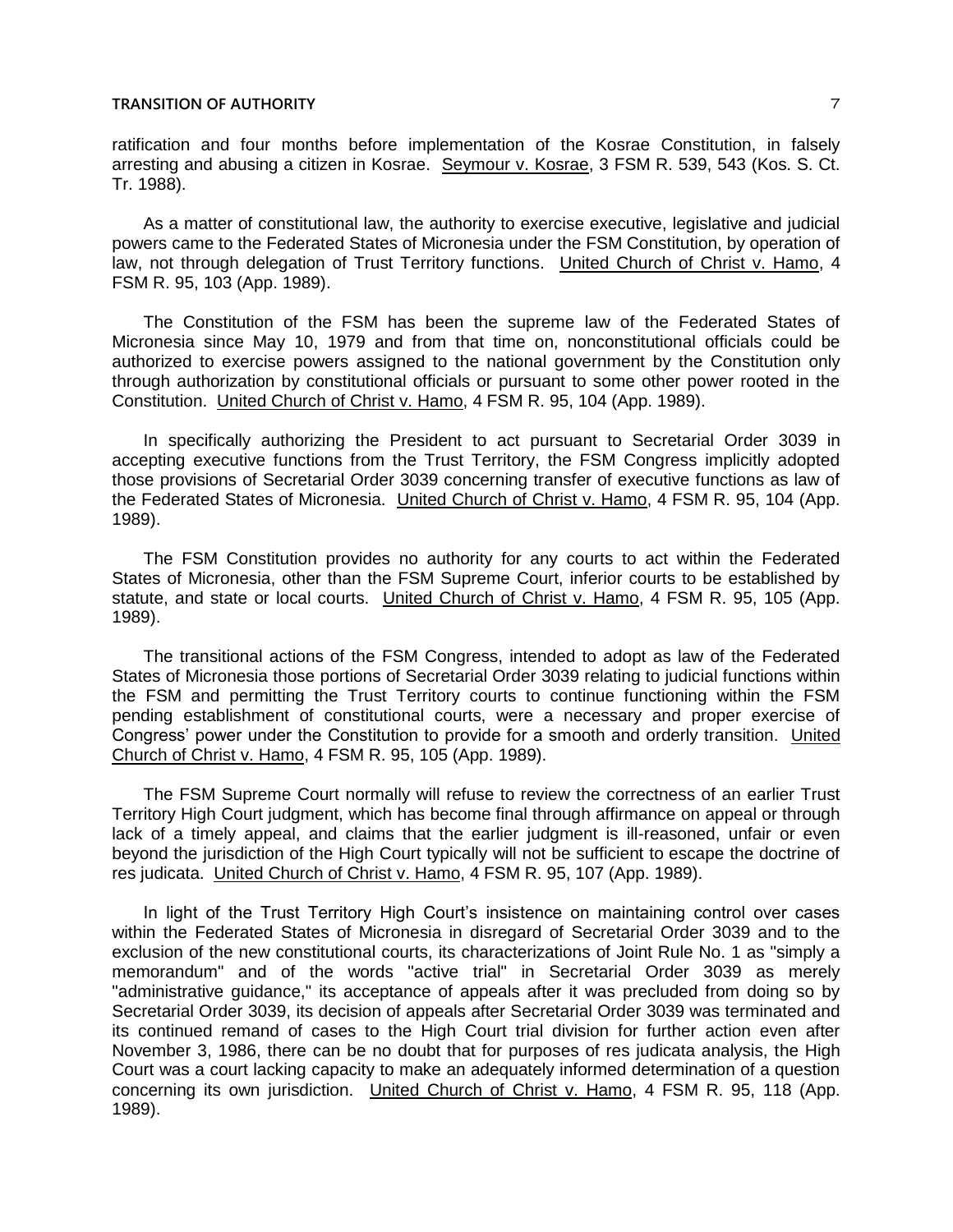ratification and four months before implementation of the Kosrae Constitution, in falsely arresting and abusing a citizen in Kosrae. Seymour v. Kosrae, 3 FSM R. 539, 543 (Kos. S. Ct. Tr. 1988).

As a matter of constitutional law, the authority to exercise executive, legislative and judicial powers came to the Federated States of Micronesia under the FSM Constitution, by operation of law, not through delegation of Trust Territory functions. United Church of Christ v. Hamo, 4 FSM R. 95, 103 (App. 1989).

The Constitution of the FSM has been the supreme law of the Federated States of Micronesia since May 10, 1979 and from that time on, nonconstitutional officials could be authorized to exercise powers assigned to the national government by the Constitution only through authorization by constitutional officials or pursuant to some other power rooted in the Constitution. United Church of Christ v. Hamo, 4 FSM R. 95, 104 (App. 1989).

In specifically authorizing the President to act pursuant to Secretarial Order 3039 in accepting executive functions from the Trust Territory, the FSM Congress implicitly adopted those provisions of Secretarial Order 3039 concerning transfer of executive functions as law of the Federated States of Micronesia. United Church of Christ v. Hamo, 4 FSM R. 95, 104 (App. 1989).

The FSM Constitution provides no authority for any courts to act within the Federated States of Micronesia, other than the FSM Supreme Court, inferior courts to be established by statute, and state or local courts. United Church of Christ v. Hamo, 4 FSM R. 95, 105 (App. 1989).

The transitional actions of the FSM Congress, intended to adopt as law of the Federated States of Micronesia those portions of Secretarial Order 3039 relating to judicial functions within the FSM and permitting the Trust Territory courts to continue functioning within the FSM pending establishment of constitutional courts, were a necessary and proper exercise of Congress' power under the Constitution to provide for a smooth and orderly transition. United Church of Christ v. Hamo, 4 FSM R. 95, 105 (App. 1989).

The FSM Supreme Court normally will refuse to review the correctness of an earlier Trust Territory High Court judgment, which has become final through affirmance on appeal or through lack of a timely appeal, and claims that the earlier judgment is ill-reasoned, unfair or even beyond the jurisdiction of the High Court typically will not be sufficient to escape the doctrine of res judicata. United Church of Christ v. Hamo, 4 FSM R. 95, 107 (App. 1989).

In light of the Trust Territory High Court's insistence on maintaining control over cases within the Federated States of Micronesia in disregard of Secretarial Order 3039 and to the exclusion of the new constitutional courts, its characterizations of Joint Rule No. 1 as "simply a memorandum" and of the words "active trial" in Secretarial Order 3039 as merely "administrative guidance," its acceptance of appeals after it was precluded from doing so by Secretarial Order 3039, its decision of appeals after Secretarial Order 3039 was terminated and its continued remand of cases to the High Court trial division for further action even after November 3, 1986, there can be no doubt that for purposes of res judicata analysis, the High Court was a court lacking capacity to make an adequately informed determination of a question concerning its own jurisdiction. United Church of Christ v. Hamo, 4 FSM R. 95, 118 (App. 1989).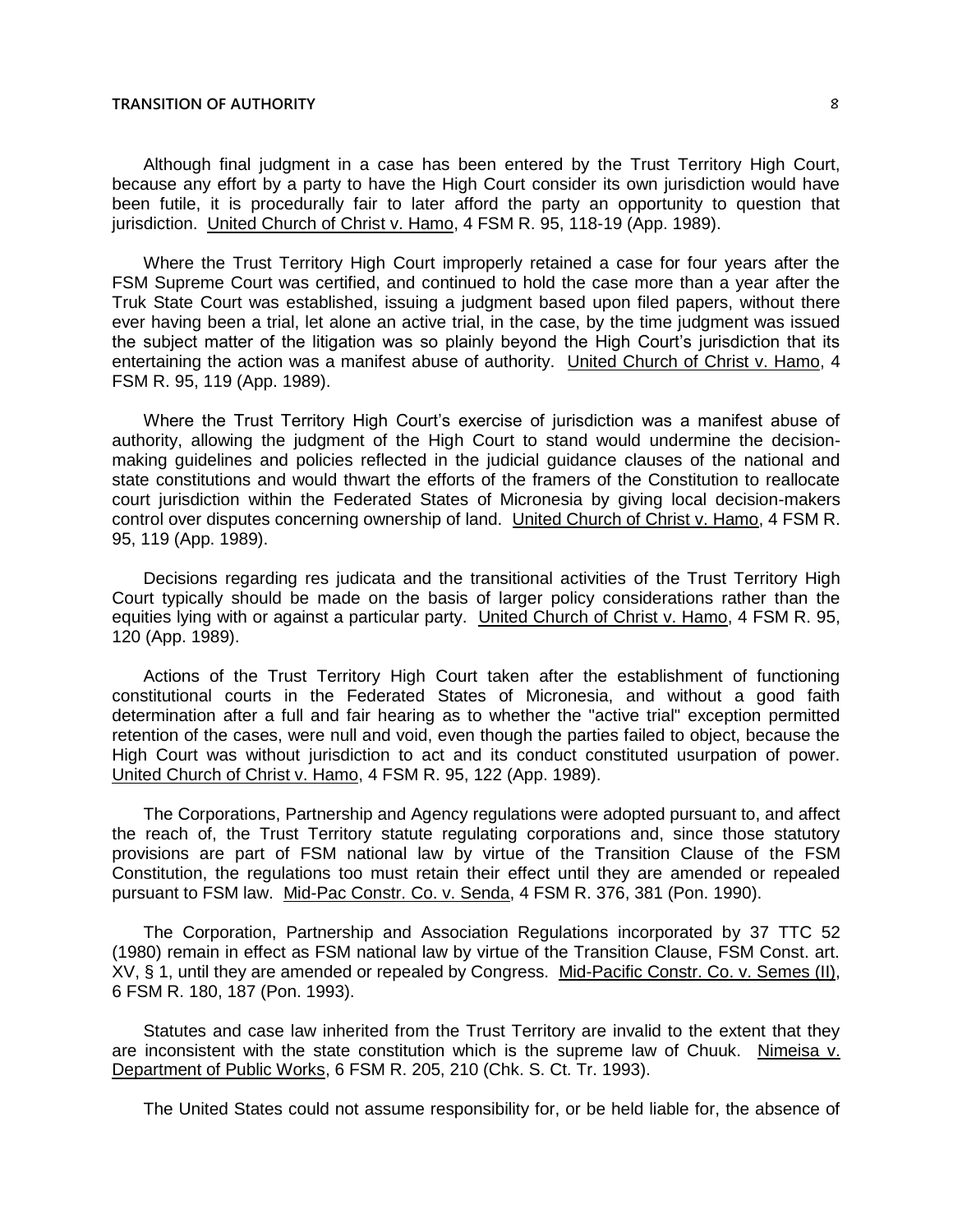Although final judgment in a case has been entered by the Trust Territory High Court, because any effort by a party to have the High Court consider its own jurisdiction would have been futile, it is procedurally fair to later afford the party an opportunity to question that jurisdiction. United Church of Christ v. Hamo, 4 FSM R. 95, 118-19 (App. 1989).

Where the Trust Territory High Court improperly retained a case for four years after the FSM Supreme Court was certified, and continued to hold the case more than a year after the Truk State Court was established, issuing a judgment based upon filed papers, without there ever having been a trial, let alone an active trial, in the case, by the time judgment was issued the subject matter of the litigation was so plainly beyond the High Court's jurisdiction that its entertaining the action was a manifest abuse of authority. United Church of Christ v. Hamo, 4 FSM R. 95, 119 (App. 1989).

Where the Trust Territory High Court's exercise of jurisdiction was a manifest abuse of authority, allowing the judgment of the High Court to stand would undermine the decision-making guidelines and policies reflected in the judicial guidance clauses of the national and state constitutions and would thwart the efforts of the framers of the Constitution to reallocate court jurisdiction within the Federated States of Micronesia by giving local decision-makers control over disputes concerning ownership of land. United Church of Christ v. Hamo, 4 FSM R. 95, 119 (App. 1989).

Decisions regarding res judicata and the transitional activities of the Trust Territory High Court typically should be made on the basis of larger policy considerations rather than the equities lying with or against a particular party. United Church of Christ v. Hamo, 4 FSM R. 95, 120 (App. 1989).

Actions of the Trust Territory High Court taken after the establishment of functioning constitutional courts in the Federated States of Micronesia, and without a good faith determination after a full and fair hearing as to whether the "active trial" exception permitted retention of the cases, were null and void, even though the parties failed to object, because the High Court was without jurisdiction to act and its conduct constituted usurpation of power. United Church of Christ v. Hamo, 4 FSM R. 95, 122 (App. 1989).

The Corporations, Partnership and Agency regulations were adopted pursuant to, and affect the reach of, the Trust Territory statute regulating corporations and, since those statutory provisions are part of FSM national law by virtue of the Transition Clause of the FSM Constitution, the regulations too must retain their effect until they are amended or repealed pursuant to FSM law. Mid-Pac Constr. Co. v. Senda, 4 FSM R. 376, 381 (Pon. 1990).

The Corporation, Partnership and Association Regulations incorporated by 37 TTC 52 (1980) remain in effect as FSM national law by virtue of the Transition Clause, FSM Const. art. XV, § 1, until they are amended or repealed by Congress. Mid-Pacific Constr. Co. v. Semes (II), 6 FSM R. 180, 187 (Pon. 1993).

Statutes and case law inherited from the Trust Territory are invalid to the extent that they are inconsistent with the state constitution which is the supreme law of Chuuk. Nimeisa v. Department of Public Works, 6 FSM R. 205, 210 (Chk. S. Ct. Tr. 1993).

The United States could not assume responsibility for, or be held liable for, the absence of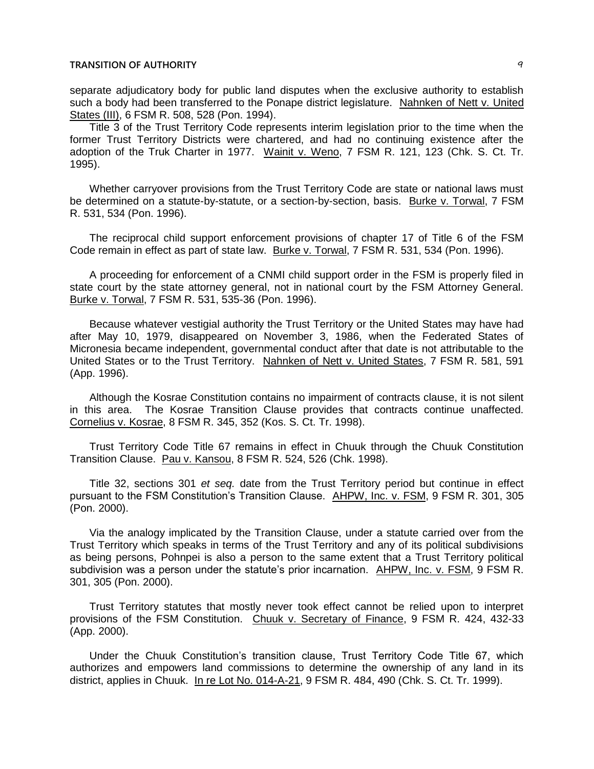separate adjudicatory body for public land disputes when the exclusive authority to establish such a body had been transferred to the Ponape district legislature. Nahnken of Nett v. United States (III), 6 FSM R. 508, 528 (Pon. 1994).

Title 3 of the Trust Territory Code represents interim legislation prior to the time when the former Trust Territory Districts were chartered, and had no continuing existence after the adoption of the Truk Charter in 1977. Wainit v. Weno, 7 FSM R. 121, 123 (Chk. S. Ct. Tr. 1995).

Whether carryover provisions from the Trust Territory Code are state or national laws must be determined on a statute-by-statute, or a section-by-section, basis. Burke v. Torwal, 7 FSM R. 531, 534 (Pon. 1996).

The reciprocal child support enforcement provisions of chapter 17 of Title 6 of the FSM Code remain in effect as part of state law. Burke v. Torwal, 7 FSM R. 531, 534 (Pon. 1996).

A proceeding for enforcement of a CNMI child support order in the FSM is properly filed in state court by the state attorney general, not in national court by the FSM Attorney General. Burke v. Torwal, 7 FSM R. 531, 535-36 (Pon. 1996).

Because whatever vestigial authority the Trust Territory or the United States may have had after May 10, 1979, disappeared on November 3, 1986, when the Federated States of Micronesia became independent, governmental conduct after that date is not attributable to the United States or to the Trust Territory. Nahnken of Nett v. United States, 7 FSM R. 581, 591 (App. 1996).

Although the Kosrae Constitution contains no impairment of contracts clause, it is not silent in this area. The Kosrae Transition Clause provides that contracts continue unaffected. Cornelius v. Kosrae, 8 FSM R. 345, 352 (Kos. S. Ct. Tr. 1998).

Trust Territory Code Title 67 remains in effect in Chuuk through the Chuuk Constitution Transition Clause. Pau v. Kansou, 8 FSM R. 524, 526 (Chk. 1998).

Title 32, sections 301 *et seq.* date from the Trust Territory period but continue in effect pursuant to the FSM Constitution's Transition Clause. AHPW, Inc. v. FSM, 9 FSM R. 301, 305 (Pon. 2000).

Via the analogy implicated by the Transition Clause, under a statute carried over from the Trust Territory which speaks in terms of the Trust Territory and any of its political subdivisions as being persons, Pohnpei is also a person to the same extent that a Trust Territory political subdivision was a person under the statute's prior incarnation. AHPW, Inc. v. FSM, 9 FSM R. 301, 305 (Pon. 2000).

Trust Territory statutes that mostly never took effect cannot be relied upon to interpret provisions of the FSM Constitution. Chuuk v. Secretary of Finance, 9 FSM R. 424, 432-33 (App. 2000).

Under the Chuuk Constitution's transition clause, Trust Territory Code Title 67, which authorizes and empowers land commissions to determine the ownership of any land in its district, applies in Chuuk. In re Lot No. 014-A-21, 9 FSM R. 484, 490 (Chk. S. Ct. Tr. 1999).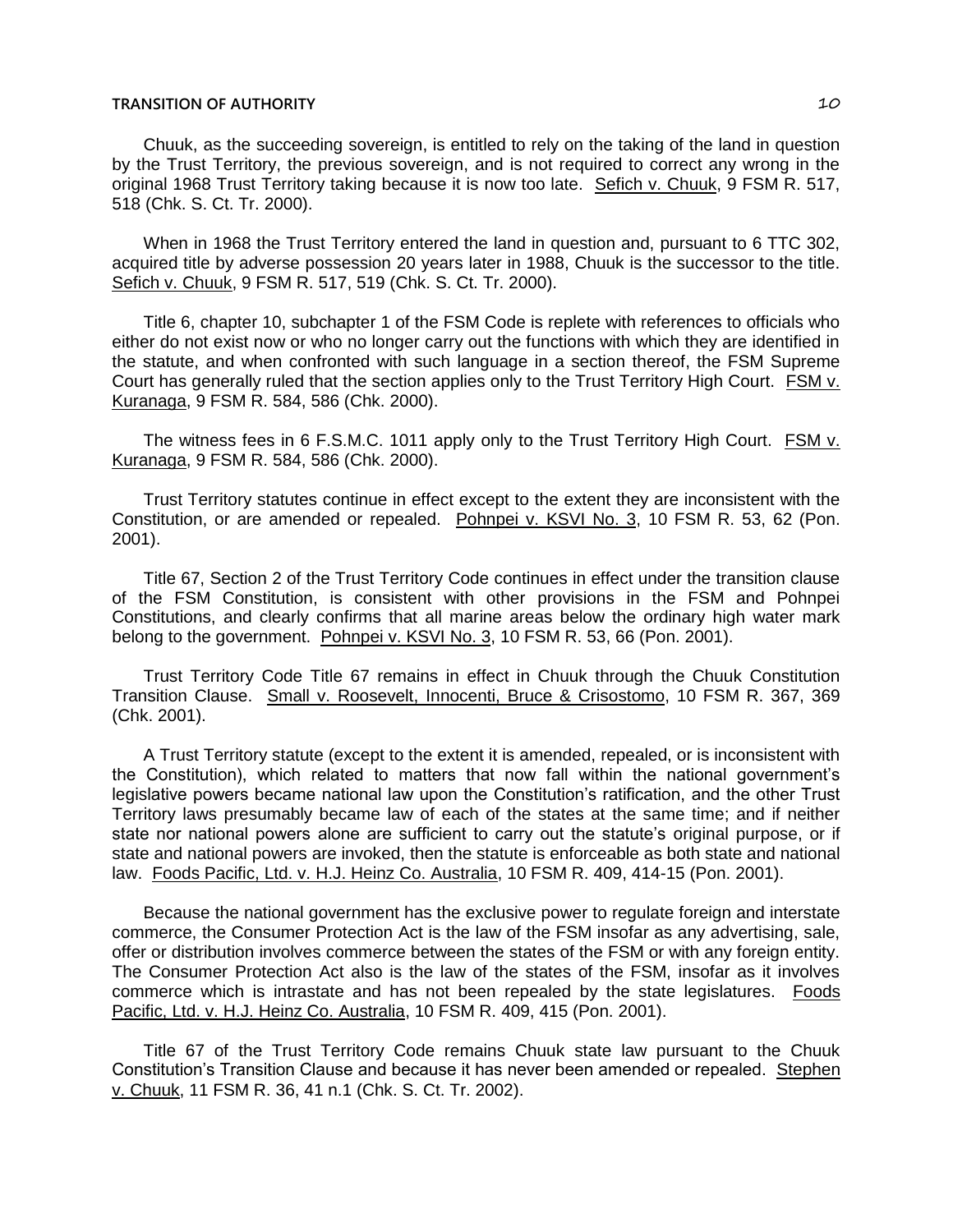Chuuk, as the succeeding sovereign, is entitled to rely on the taking of the land in question by the Trust Territory, the previous sovereign, and is not required to correct any wrong in the original 1968 Trust Territory taking because it is now too late. Sefich v. Chuuk, 9 FSM R. 517, 518 (Chk. S. Ct. Tr. 2000).

When in 1968 the Trust Territory entered the land in question and, pursuant to 6 TTC 302, acquired title by adverse possession 20 years later in 1988, Chuuk is the successor to the title. Sefich v. Chuuk, 9 FSM R. 517, 519 (Chk. S. Ct. Tr. 2000).

Title 6, chapter 10, subchapter 1 of the FSM Code is replete with references to officials who either do not exist now or who no longer carry out the functions with which they are identified in the statute, and when confronted with such language in a section thereof, the FSM Supreme Court has generally ruled that the section applies only to the Trust Territory High Court. FSM v. Kuranaga, 9 FSM R. 584, 586 (Chk. 2000).

The witness fees in 6 F.S.M.C. 1011 apply only to the Trust Territory High Court. FSM v. Kuranaga, 9 FSM R. 584, 586 (Chk. 2000).

Trust Territory statutes continue in effect except to the extent they are inconsistent with the Constitution, or are amended or repealed. Pohnpei v. KSVI No. 3, 10 FSM R. 53, 62 (Pon. 2001).

Title 67, Section 2 of the Trust Territory Code continues in effect under the transition clause of the FSM Constitution, is consistent with other provisions in the FSM and Pohnpei Constitutions, and clearly confirms that all marine areas below the ordinary high water mark belong to the government. Pohnpei v. KSVI No. 3, 10 FSM R. 53, 66 (Pon. 2001).

Trust Territory Code Title 67 remains in effect in Chuuk through the Chuuk Constitution Transition Clause. Small v. Roosevelt, Innocenti, Bruce & Crisostomo, 10 FSM R. 367, 369 (Chk. 2001).

A Trust Territory statute (except to the extent it is amended, repealed, or is inconsistent with the Constitution), which related to matters that now fall within the national government's legislative powers became national law upon the Constitution's ratification, and the other Trust Territory laws presumably became law of each of the states at the same time; and if neither state nor national powers alone are sufficient to carry out the statute's original purpose, or if state and national powers are invoked, then the statute is enforceable as both state and national law. Foods Pacific, Ltd. v. H.J. Heinz Co. Australia, 10 FSM R. 409, 414-15 (Pon. 2001).

Because the national government has the exclusive power to regulate foreign and interstate commerce, the Consumer Protection Act is the law of the FSM insofar as any advertising, sale, offer or distribution involves commerce between the states of the FSM or with any foreign entity. The Consumer Protection Act also is the law of the states of the FSM, insofar as it involves commerce which is intrastate and has not been repealed by the state legislatures. Foods Pacific, Ltd. v. H.J. Heinz Co. Australia, 10 FSM R. 409, 415 (Pon. 2001).

Title 67 of the Trust Territory Code remains Chuuk state law pursuant to the Chuuk Constitution's Transition Clause and because it has never been amended or repealed. Stephen v. Chuuk, 11 FSM R. 36, 41 n.1 (Chk. S. Ct. Tr. 2002).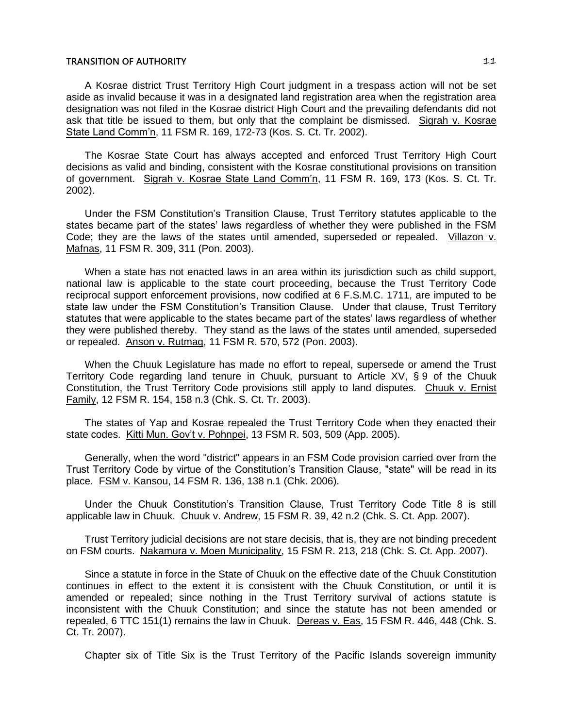A Kosrae district Trust Territory High Court judgment in a trespass action will not be set aside as invalid because it was in a designated land registration area when the registration area designation was not filed in the Kosrae district High Court and the prevailing defendants did not ask that title be issued to them, but only that the complaint be dismissed. Sigrah v. Kosrae State Land Comm'n, 11 FSM R. 169, 172-73 (Kos. S. Ct. Tr. 2002).

The Kosrae State Court has always accepted and enforced Trust Territory High Court decisions as valid and binding, consistent with the Kosrae constitutional provisions on transition of government. Sigrah v. Kosrae State Land Comm'n, 11 FSM R. 169, 173 (Kos. S. Ct. Tr. 2002).

Under the FSM Constitution's Transition Clause, Trust Territory statutes applicable to the states became part of the states' laws regardless of whether they were published in the FSM Code; they are the laws of the states until amended, superseded or repealed. Villazon v. Mafnas, 11 FSM R. 309, 311 (Pon. 2003).

When a state has not enacted laws in an area within its jurisdiction such as child support, national law is applicable to the state court proceeding, because the Trust Territory Code reciprocal support enforcement provisions, now codified at 6 F.S.M.C. 1711, are imputed to be state law under the FSM Constitution's Transition Clause. Under that clause, Trust Territory statutes that were applicable to the states became part of the states' laws regardless of whether they were published thereby. They stand as the laws of the states until amended, superseded or repealed. Anson v. Rutmag, 11 FSM R. 570, 572 (Pon. 2003).

When the Chuuk Legislature has made no effort to repeal, supersede or amend the Trust Territory Code regarding land tenure in Chuuk, pursuant to Article XV, § 9 of the Chuuk Constitution, the Trust Territory Code provisions still apply to land disputes. Chuuk v. Ernist Family, 12 FSM R. 154, 158 n.3 (Chk. S. Ct. Tr. 2003).

The states of Yap and Kosrae repealed the Trust Territory Code when they enacted their state codes. Kitti Mun. Gov't v. Pohnpei, 13 FSM R. 503, 509 (App. 2005).

Generally, when the word "district" appears in an FSM Code provision carried over from the Trust Territory Code by virtue of the Constitution's Transition Clause, "state" will be read in its place. FSM v. Kansou, 14 FSM R. 136, 138 n.1 (Chk. 2006).

Under the Chuuk Constitution's Transition Clause, Trust Territory Code Title 8 is still applicable law in Chuuk. Chuuk v. Andrew, 15 FSM R. 39, 42 n.2 (Chk. S. Ct. App. 2007).

Trust Territory judicial decisions are not stare decisis, that is, they are not binding precedent on FSM courts. Nakamura v. Moen Municipality, 15 FSM R. 213, 218 (Chk. S. Ct. App. 2007).

Since a statute in force in the State of Chuuk on the effective date of the Chuuk Constitution continues in effect to the extent it is consistent with the Chuuk Constitution, or until it is amended or repealed; since nothing in the Trust Territory survival of actions statute is inconsistent with the Chuuk Constitution; and since the statute has not been amended or repealed, 6 TTC 151(1) remains the law in Chuuk. Dereas v. Eas, 15 FSM R. 446, 448 (Chk. S. Ct. Tr. 2007).

Chapter six of Title Six is the Trust Territory of the Pacific Islands sovereign immunity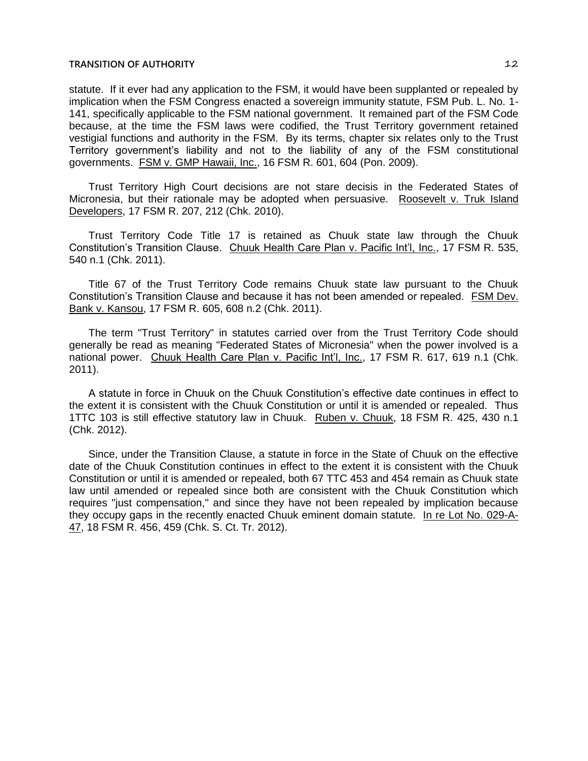statute. If it ever had any application to the FSM, it would have been supplanted or repealed by implication when the FSM Congress enacted a sovereign immunity statute, FSM Pub. L. No. 1-141, specifically applicable to the FSM national government. It remained part of the FSM Code because, at the time the FSM laws were codified, the Trust Territory government retained vestigial functions and authority in the FSM. By its terms, chapter six relates only to the Trust Territory government's liability and not to the liability of any of the FSM constitutional governments. FSM v. GMP Hawaii, Inc., 16 FSM R. 601, 604 (Pon. 2009).

Trust Territory High Court decisions are not stare decisis in the Federated States of Micronesia, but their rationale may be adopted when persuasive. Roosevelt v. Truk Island Developers, 17 FSM R. 207, 212 (Chk. 2010).

Trust Territory Code Title 17 is retained as Chuuk state law through the Chuuk Constitution's Transition Clause. Chuuk Health Care Plan v. Pacific Int'l, Inc., 17 FSM R. 535, 540 n.1 (Chk. 2011).

Title 67 of the Trust Territory Code remains Chuuk state law pursuant to the Chuuk Constitution's Transition Clause and because it has not been amended or repealed. FSM Dev. Bank v. Kansou, 17 FSM R. 605, 608 n.2 (Chk. 2011).

The term "Trust Territory" in statutes carried over from the Trust Territory Code should generally be read as meaning "Federated States of Micronesia" when the power involved is a national power. Chuuk Health Care Plan v. Pacific Int'l, Inc., 17 FSM R. 617, 619 n.1 (Chk. 2011).

A statute in force in Chuuk on the Chuuk Constitution's effective date continues in effect to the extent it is consistent with the Chuuk Constitution or until it is amended or repealed. Thus 1TTC 103 is still effective statutory law in Chuuk. Ruben v. Chuuk, 18 FSM R. 425, 430 n.1 (Chk. 2012).

Since, under the Transition Clause, a statute in force in the State of Chuuk on the effective date of the Chuuk Constitution continues in effect to the extent it is consistent with the Chuuk Constitution or until it is amended or repealed, both 67 TTC 453 and 454 remain as Chuuk state law until amended or repealed since both are consistent with the Chuuk Constitution which requires "just compensation," and since they have not been repealed by implication because they occupy gaps in the recently enacted Chuuk eminent domain statute. In re Lot No. 029-A-47, 18 FSM R. 456, 459 (Chk. S. Ct. Tr. 2012).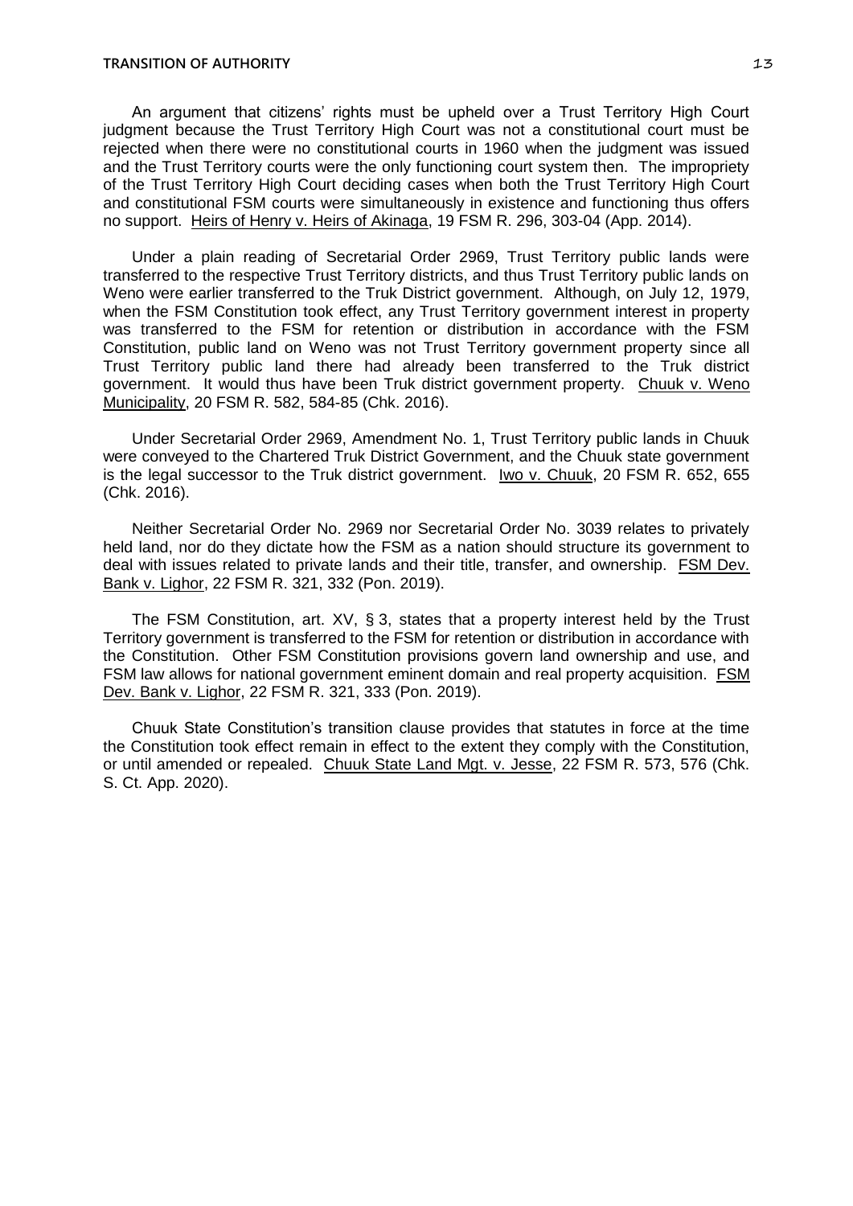An argument that citizens' rights must be upheld over a Trust Territory High Court judgment because the Trust Territory High Court was not a constitutional court must be rejected when there were no constitutional courts in 1960 when the judgment was issued and the Trust Territory courts were the only functioning court system then. The impropriety of the Trust Territory High Court deciding cases when both the Trust Territory High Court and constitutional FSM courts were simultaneously in existence and functioning thus offers no support. Heirs of Henry v. Heirs of Akinaga, 19 FSM R. 296, 303-04 (App. 2014).

Under a plain reading of Secretarial Order 2969, Trust Territory public lands were transferred to the respective Trust Territory districts, and thus Trust Territory public lands on Weno were earlier transferred to the Truk District government. Although, on July 12, 1979, when the FSM Constitution took effect, any Trust Territory government interest in property was transferred to the FSM for retention or distribution in accordance with the FSM Constitution, public land on Weno was not Trust Territory government property since all Trust Territory public land there had already been transferred to the Truk district government. It would thus have been Truk district government property. Chuuk v. Weno Municipality, 20 FSM R. 582, 584-85 (Chk. 2016).

Under Secretarial Order 2969, Amendment No. 1, Trust Territory public lands in Chuuk were conveyed to the Chartered Truk District Government, and the Chuuk state government is the legal successor to the Truk district government. Iwo v. Chuuk, 20 FSM R. 652, 655 (Chk. 2016).

Neither Secretarial Order No. 2969 nor Secretarial Order No. 3039 relates to privately held land, nor do they dictate how the FSM as a nation should structure its government to deal with issues related to private lands and their title, transfer, and ownership. FSM Dev. Bank v. Lighor, 22 FSM R. 321, 332 (Pon. 2019).

The FSM Constitution, art. XV, § 3, states that a property interest held by the Trust Territory government is transferred to the FSM for retention or distribution in accordance with the Constitution. Other FSM Constitution provisions govern land ownership and use, and FSM law allows for national government eminent domain and real property acquisition. FSM Dev. Bank v. Lighor, 22 FSM R. 321, 333 (Pon. 2019).

Chuuk State Constitution's transition clause provides that statutes in force at the time the Constitution took effect remain in effect to the extent they comply with the Constitution, or until amended or repealed. Chuuk State Land Mgt. v. Jesse, 22 FSM R. 573, 576 (Chk. S. Ct. App. 2020).